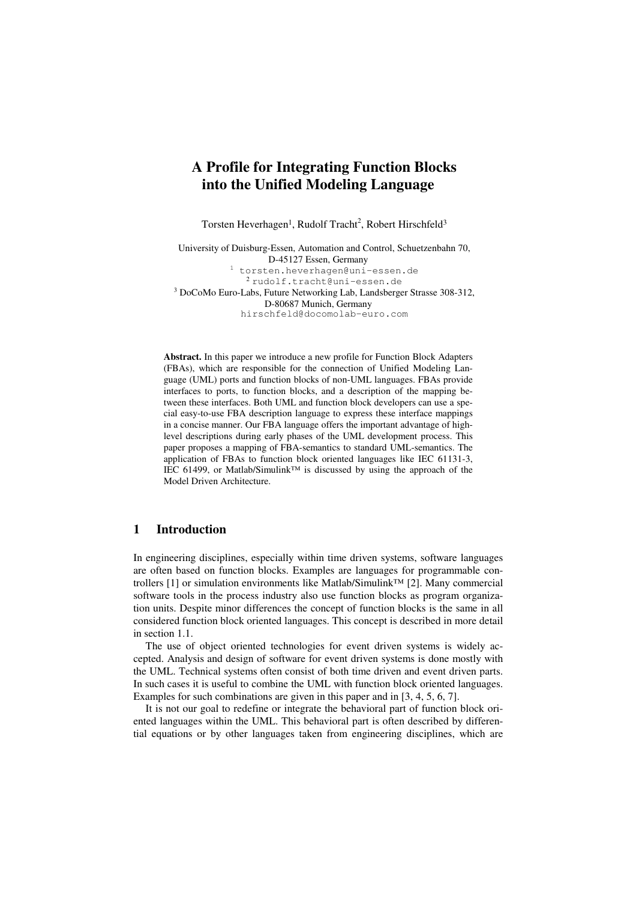# A Profile for Integrating Function Blocks into the Unified Modeling Language

Torsten Heverhagen[1], Rudolf Tracht[2], Robert Hirschfeld[3]

University of Duisburg-Essen, Automation and Control, Schuetzenbahn 70, D-45127 Essen, Germany
[1] torsten.heverhagen@uni-essen.de
[2] rudolf.tracht@uni-essen.de
[3] DoCoMo Euro-Labs, Future Networking Lab, Landsberger Strasse 308-312, D-80687 Munich, Germany
hirschfeld@docomolab-euro.com

**Abstract.** In this paper we introduce a new profile for Function Block Adapters (FBAs), which are responsible for the connection of Unified Modeling Language (UML) ports and function blocks of non-UML languages. FBAs provide interfaces to ports, to function blocks, and a description of the mapping between these interfaces. Both UML and function block developers can use a special easy-to-use FBA description language to express these interface mappings in a concise manner. Our FBA language offers the important advantage of high-level descriptions during early phases of the UML development process. This paper proposes a mapping of FBA-semantics to standard UML-semantics. The application of FBAs to function block oriented languages like IEC 61131-3, IEC 61499, or Matlab/Simulink™ is discussed by using the approach of the Model Driven Architecture.

## 1 Introduction

In engineering disciplines, especially within time driven systems, software languages are often based on function blocks. Examples are languages for programmable controllers [1] or simulation environments like Matlab/Simulink™ [2]. Many commercial software tools in the process industry also use function blocks as program organization units. Despite minor differences the concept of function blocks is the same in all considered function block oriented languages. This concept is described in more detail in section 1.1.

The use of object oriented technologies for event driven systems is widely accepted. Analysis and design of software for event driven systems is done mostly with the UML. Technical systems often consist of both time driven and event driven parts. In such cases it is useful to combine the UML with function block oriented languages. Examples for such combinations are given in this paper and in [3, 4, 5, 6, 7].

It is not our goal to redefine or integrate the behavioral part of function block oriented languages within the UML. This behavioral part is often described by differential equations or by other languages taken from engineering disciplines, which are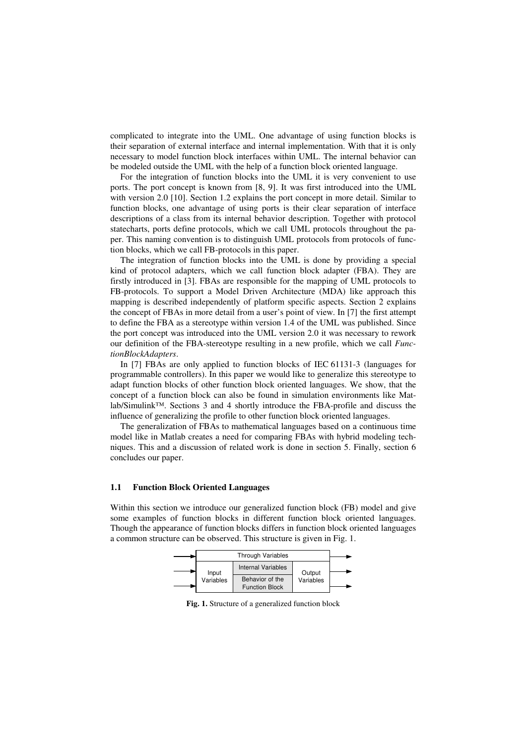complicated to integrate into the UML. One advantage of using function blocks is their separation of external interface and internal implementation. With that it is only necessary to model function block interfaces within UML. The internal behavior can be modeled outside the UML with the help of a function block oriented language.

For the integration of function blocks into the UML it is very convenient to use ports. The port concept is known from [8, 9]. It was first introduced into the UML with version 2.0 [10]. Section 1.2 explains the port concept in more detail. Similar to function blocks, one advantage of using ports is their clear separation of interface descriptions of a class from its internal behavior description. Together with protocol statecharts, ports define protocols, which we call UML protocols throughout the paper. This naming convention is to distinguish UML protocols from protocols of function blocks, which we call FB-protocols in this paper.

The integration of function blocks into the UML is done by providing a special kind of protocol adapters, which we call function block adapter (FBA). They are firstly introduced in [3]. FBAs are responsible for the mapping of UML protocols to FB-protocols. To support a Model Driven Architecture (MDA) like approach this mapping is described independently of platform specific aspects. Section 2 explains the concept of FBAs in more detail from a user's point of view. In [7] the first attempt to define the FBA as a stereotype within version 1.4 of the UML was published. Since the port concept was introduced into the UML version 2.0 it was necessary to rework our definition of the FBA-stereotype resulting in a new profile, which we call *FunctionBlockAdapters*.

In [7] FBAs are only applied to function blocks of IEC 61131-3 (languages for programmable controllers). In this paper we would like to generalize this stereotype to adapt function blocks of other function block oriented languages. We show, that the concept of a function block can also be found in simulation environments like Matlab/Simulink™. Sections 3 and 4 shortly introduce the FBA-profile and discuss the influence of generalizing the profile to other function block oriented languages.

The generalization of FBAs to mathematical languages based on a continuous time model like in Matlab creates a need for comparing FBAs with hybrid modeling techniques. This and a discussion of related work is done in section 5. Finally, section 6 concludes our paper.

### 1.1 Function Block Oriented Languages

Within this section we introduce our generalized function block (FB) model and give some examples of function blocks in different function block oriented languages. Though the appearance of function blocks differs in function block oriented languages a common structure can be observed. This structure is given in Fig. 1.

Through Variables

Input Variables

Internal Variables

Behavior of the Function Block

Output Variables

**Fig. 1.** Structure of a generalized function block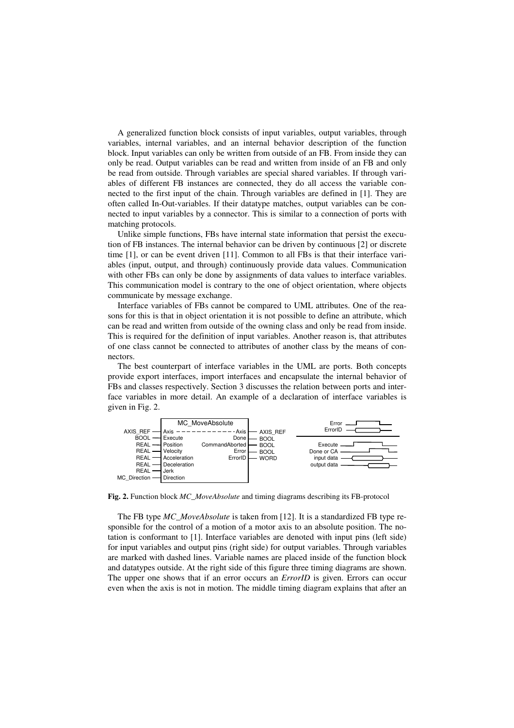A generalized function block consists of input variables, output variables, through variables, internal variables, and an internal behavior description of the function block. Input variables can only be written from outside of an FB. From inside they can only be read. Output variables can be read and written from inside of an FB and only be read from outside. Through variables are special shared variables. If through variables of different FB instances are connected, they do all access the variable connected to the first input of the chain. Through variables are defined in [1]. They are often called In-Out-variables. If their datatype matches, output variables can be connected to input variables by a connector. This is similar to a connection of ports with matching protocols.

Unlike simple functions, FBs have internal state information that persist the execution of FB instances. The internal behavior can be driven by continuous [2] or discrete time [1], or can be event driven [11]. Common to all FBs is that their interface variables (input, output, and through) continuously provide data values. Communication with other FBs can only be done by assignments of data values to interface variables. This communication model is contrary to the one of object orientation, where objects communicate by message exchange.

Interface variables of FBs cannot be compared to UML attributes. One of the reasons for this is that in object orientation it is not possible to define an attribute, which can be read and written from outside of the owning class and only be read from inside. This is required for the definition of input variables. Another reason is, that attributes of one class cannot be connected to attributes of another class by the means of connectors.

The best counterpart of interface variables in the UML are ports. Both concepts provide export interfaces, import interfaces and encapsulate the internal behavior of FBs and classes respectively. Section 3 discusses the relation between ports and interface variables in more detail. An example of a declaration of interface variables is given in Fig. 2.

MC_MoveAbsolute

AXIS_REF — Axis - - - - - - Axis — AXIS_REF
BOOL — Execute | Done — BOOL
REAL — Position | CommandAborted — BOOL
REAL — Velocity | Error — BOOL
REAL — Acceleration | ErrorID — WORD
REAL — Deceleration
REAL — Jerk
MC_Direction — Direction

Error
ErrorID

Execute
Done or CA
input data
output data

**Fig. 2.** Function block *MC_MoveAbsolute* and timing diagrams describing its FB-protocol

The FB type *MC_MoveAbsolute* is taken from [12]. It is a standardized FB type responsible for the control of a motion of a motor axis to an absolute position. The notation is conformant to [1]. Interface variables are denoted with input pins (left side) for input variables and output pins (right side) for output variables. Through variables are marked with dashed lines. Variable names are placed inside of the function block and datatypes outside. At the right side of this figure three timing diagrams are shown. The upper one shows that if an error occurs an *ErrorID* is given. Errors can occur even when the axis is not in motion. The middle timing diagram explains that after an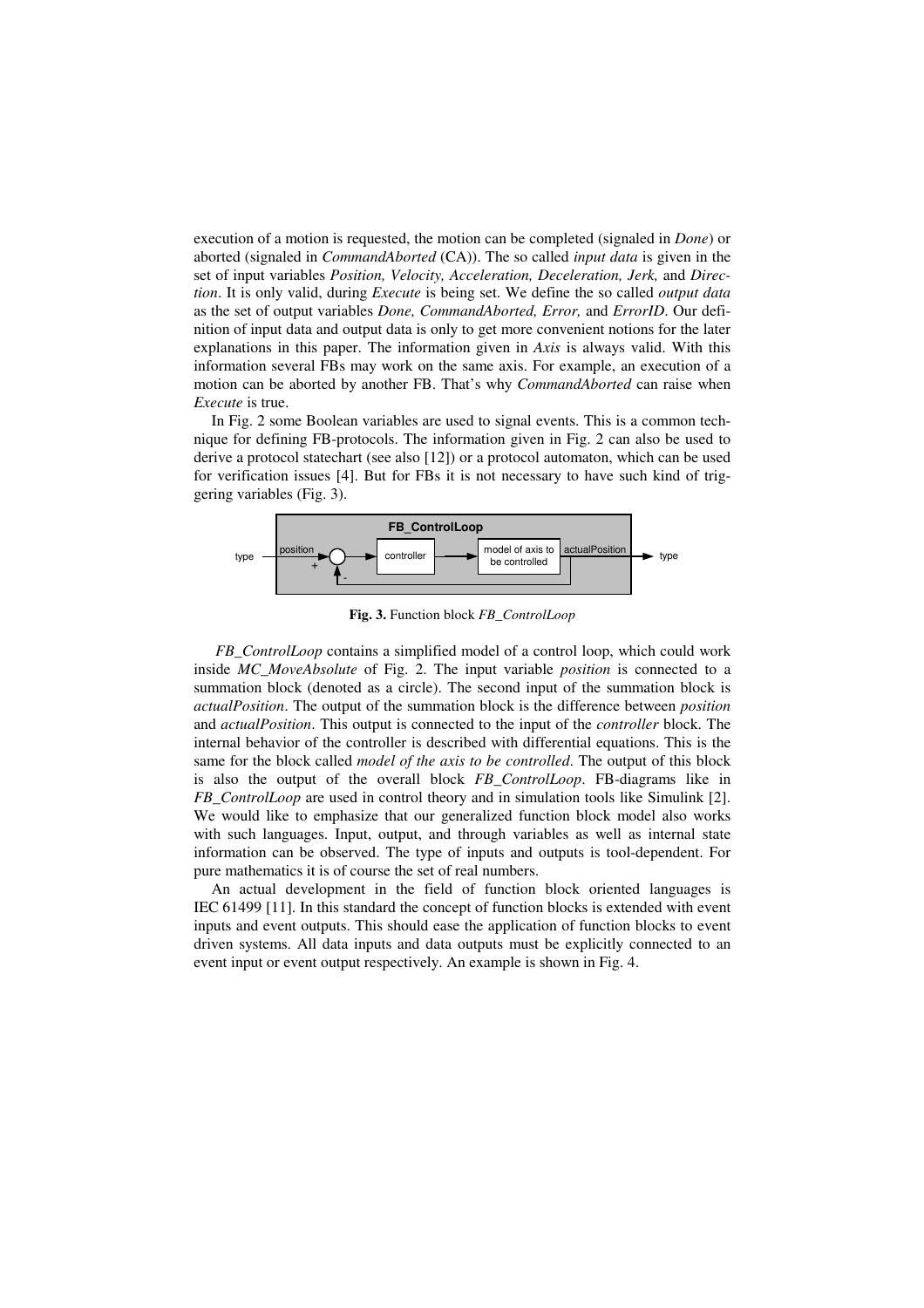execution of a motion is requested, the motion can be completed (signaled in *Done*) or aborted (signaled in *CommandAborted* (CA)). The so called *input data* is given in the set of input variables *Position, Velocity, Acceleration, Deceleration, Jerk,* and *Direction*. It is only valid, during *Execute* is being set. We define the so called *output data* as the set of output variables *Done, CommandAborted, Error,* and *ErrorID*. Our definition of input data and output data is only to get more convenient notions for the later explanations in this paper. The information given in *Axis* is always valid. With this information several FBs may work on the same axis. For example, an execution of a motion can be aborted by another FB. That's why *CommandAborted* can raise when *Execute* is true.

In Fig. 2 some Boolean variables are used to signal events. This is a common technique for defining FB-protocols. The information given in Fig. 2 can also be used to derive a protocol statechart (see also [12]) or a protocol automaton, which can be used for verification issues [4]. But for FBs it is not necessary to have such kind of triggering variables (Fig. 3).

FB_ControlLoop

type

position

+

-

controller

model of axis to be controlled

actualPosition

type

**Fig. 3.** Function block *FB_ControlLoop*

*FB_ControlLoop* contains a simplified model of a control loop, which could work inside *MC_MoveAbsolute* of Fig. 2. The input variable *position* is connected to a summation block (denoted as a circle). The second input of the summation block is *actualPosition*. The output of the summation block is the difference between *position* and *actualPosition*. This output is connected to the input of the *controller* block. The internal behavior of the controller is described with differential equations. This is the same for the block called *model of the axis to be controlled*. The output of this block is also the output of the overall block *FB_ControlLoop*. FB-diagrams like in *FB_ControlLoop* are used in control theory and in simulation tools like Simulink [2]. We would like to emphasize that our generalized function block model also works with such languages. Input, output, and through variables as well as internal state information can be observed. The type of inputs and outputs is tool-dependent. For pure mathematics it is of course the set of real numbers.

An actual development in the field of function block oriented languages is IEC 61499 [11]. In this standard the concept of function blocks is extended with event inputs and event outputs. This should ease the application of function blocks to event driven systems. All data inputs and data outputs must be explicitly connected to an event input or event output respectively. An example is shown in Fig. 4.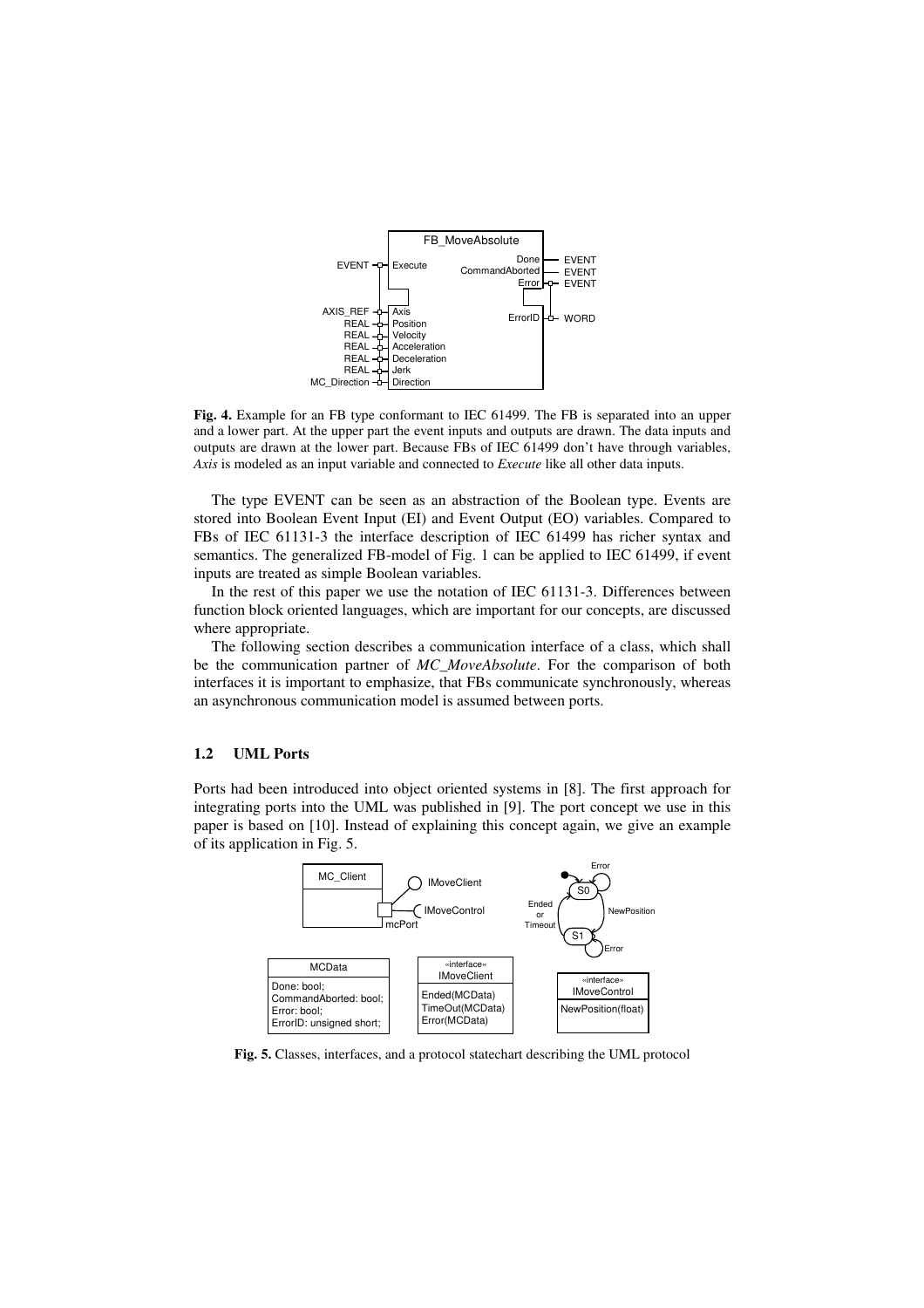FB_MoveAbsolute

EVENT Execute

AXIS_REF Axis
REAL Position
REAL Velocity
REAL Acceleration
REAL Deceleration
REAL Jerk
MC_Direction Direction

Done EVENT
CommandAborted EVENT
Error EVENT
ErrorID WORD

**Fig. 4.** Example for an FB type conformant to IEC 61499. The FB is separated into an upper and a lower part. At the upper part the event inputs and outputs are drawn. The data inputs and outputs are drawn at the lower part. Because FBs of IEC 61499 don't have through variables, *Axis* is modeled as an input variable and connected to *Execute* like all other data inputs.

The type EVENT can be seen as an abstraction of the Boolean type. Events are stored into Boolean Event Input (EI) and Event Output (EO) variables. Compared to FBs of IEC 61131-3 the interface description of IEC 61499 has richer syntax and semantics. The generalized FB-model of Fig. 1 can be applied to IEC 61499, if event inputs are treated as simple Boolean variables.

In the rest of this paper we use the notation of IEC 61131-3. Differences between function block oriented languages, which are important for our concepts, are discussed where appropriate.

The following section describes a communication interface of a class, which shall be the communication partner of *MC_MoveAbsolute*. For the comparison of both interfaces it is important to emphasize, that FBs communicate synchronously, whereas an asynchronous communication model is assumed between ports.

### 1.2 UML Ports

Ports had been introduced into object oriented systems in [8]. The first approach for integrating ports into the UML was published in [9]. The port concept we use in this paper is based on [10]. Instead of explaining this concept again, we give an example of its application in Fig. 5.

MC_Client

mcPort

IMoveClient

IMoveControl

Error

S0

Ended or Timeout

NewPosition

S1

Error

MCData

Done: bool;
CommandAborted: bool;
Error: bool;
ErrorID: unsigned short;

«interface»
IMoveClient

Ended(MCData)
TimeOut(MCData)
Error(MCData)

«interface»
IMoveControl

NewPosition(float)

**Fig. 5.** Classes, interfaces, and a protocol statechart describing the UML protocol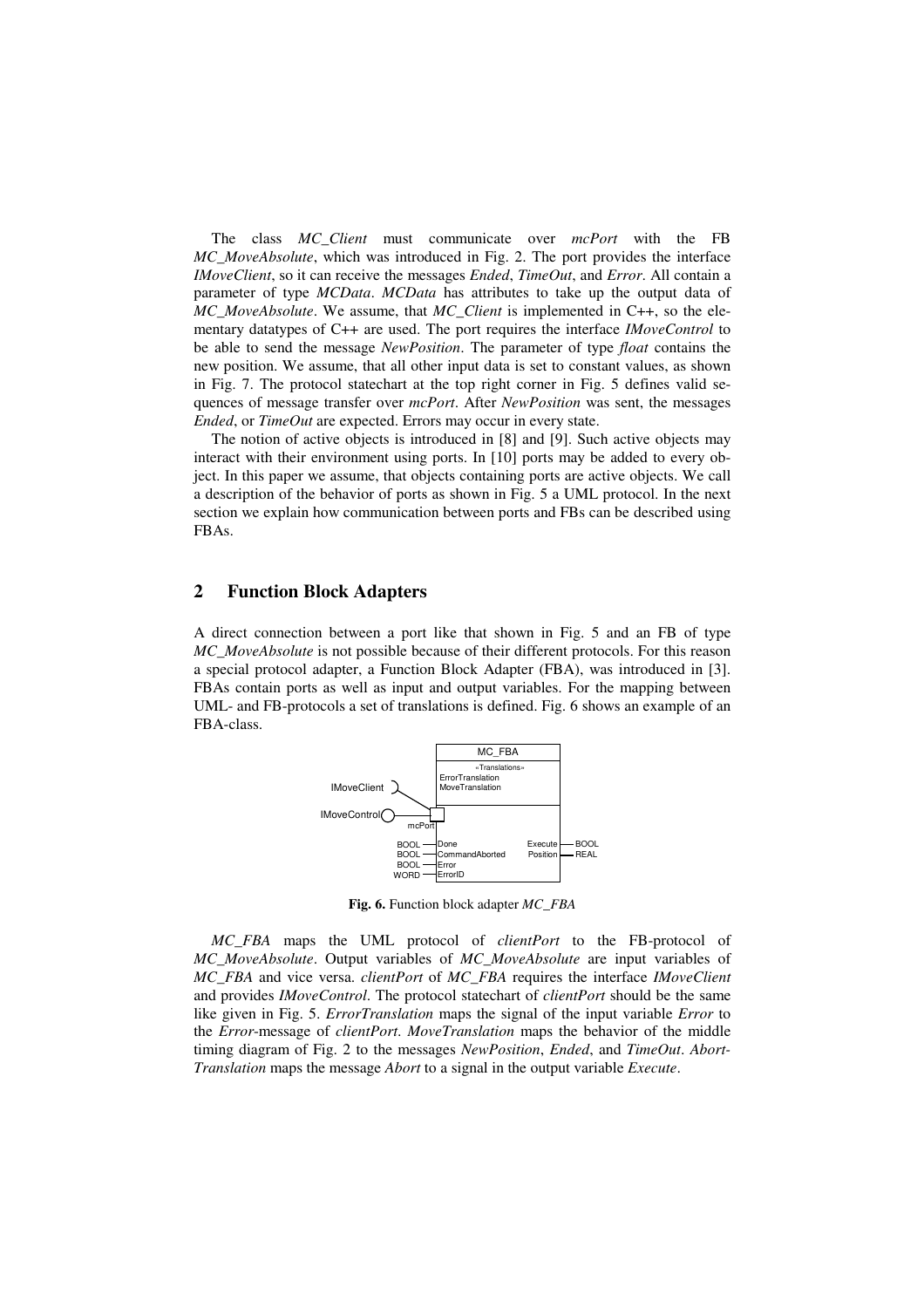The class *MC_Client* must communicate over *mcPort* with the FB *MC_MoveAbsolute*, which was introduced in Fig. 2. The port provides the interface *IMoveClient*, so it can receive the messages *Ended*, *TimeOut*, and *Error*. All contain a parameter of type *MCData*. *MCData* has attributes to take up the output data of *MC_MoveAbsolute*. We assume, that *MC_Client* is implemented in C++, so the elementary datatypes of C++ are used. The port requires the interface *IMoveControl* to be able to send the message *NewPosition*. The parameter of type *float* contains the new position. We assume, that all other input data is set to constant values, as shown in Fig. 7. The protocol statechart at the top right corner in Fig. 5 defines valid sequences of message transfer over *mcPort*. After *NewPosition* was sent, the messages *Ended*, or *TimeOut* are expected. Errors may occur in every state.

The notion of active objects is introduced in [8] and [9]. Such active objects may interact with their environment using ports. In [10] ports may be added to every object. In this paper we assume, that objects containing ports are active objects. We call a description of the behavior of ports as shown in Fig. 5 a UML protocol. In the next section we explain how communication between ports and FBs can be described using FBAs.

## 2 Function Block Adapters

A direct connection between a port like that shown in Fig. 5 and an FB of type *MC_MoveAbsolute* is not possible because of their different protocols. For this reason a special protocol adapter, a Function Block Adapter (FBA), was introduced in [3]. FBAs contain ports as well as input and output variables. For the mapping between UML- and FB-protocols a set of translations is defined. Fig. 6 shows an example of an FBA-class.

MC_FBA
«Translations»
ErrorTranslation
MoveTranslation
IMoveClient
IMoveControl
mcPort
BOOL Done
BOOL CommandAborted
BOOL Error
WORD ErrorID
Execute BOOL
Position REAL

**Fig. 6.** Function block adapter *MC_FBA*

*MC_FBA* maps the UML protocol of *clientPort* to the FB-protocol of *MC_MoveAbsolute*. Output variables of *MC_MoveAbsolute* are input variables of *MC_FBA* and vice versa. *clientPort* of *MC_FBA* requires the interface *IMoveClient* and provides *IMoveControl*. The protocol statechart of *clientPort* should be the same like given in Fig. 5. *ErrorTranslation* maps the signal of the input variable *Error* to the *Error*-message of *clientPort*. *MoveTranslation* maps the behavior of the middle timing diagram of Fig. 2 to the messages *NewPosition*, *Ended*, and *TimeOut*. *AbortTranslation* maps the message *Abort* to a signal in the output variable *Execute*.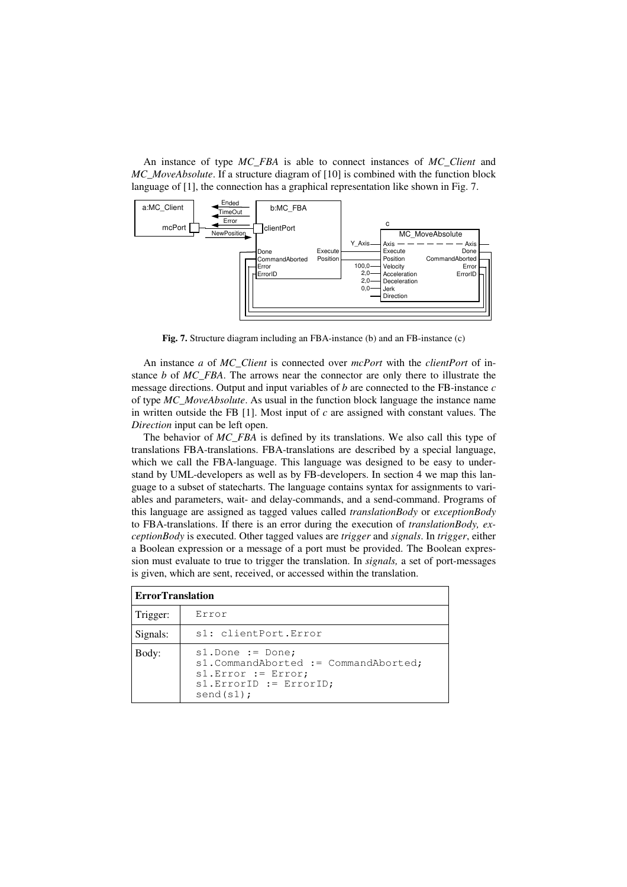An instance of type *MC_FBA* is able to connect instances of *MC_Client* and *MC_MoveAbsolute*. If a structure diagram of [10] is combined with the function block language of [1], the connection has a graphical representation like shown in Fig. 7.

a:MC_Client
mcPort
Ended
TimeOut
Error
NewPosition
b:MC_FBA
clientPort
Done
CommandAborted
Error
ErrorID
Execute
Position
c
MC_MoveAbsolute
Y_Axis
Axis
Execute
Position
Velocity
Acceleration
Deceleration
Jerk
Direction
100,0
2,0
2,0
0,0
Axis
Done
CommandAborted
Error
ErrorID

**Fig. 7.** Structure diagram including an FBA-instance (b) and an FB-instance (c)

An instance *a* of *MC_Client* is connected over *mcPort* with the *clientPort* of instance *b* of *MC_FBA*. The arrows near the connector are only there to illustrate the message directions. Output and input variables of *b* are connected to the FB-instance *c* of type *MC_MoveAbsolute*. As usual in the function block language the instance name in written outside the FB [1]. Most input of *c* are assigned with constant values. The *Direction* input can be left open.

The behavior of *MC_FBA* is defined by its translations. We also call this type of translations FBA-translations. FBA-translations are described by a special language, which we call the FBA-language. This language was designed to be easy to understand by UML-developers as well as by FB-developers. In section 4 we map this language to a subset of statecharts. The language contains syntax for assignments to variables and parameters, wait- and delay-commands, and a send-command. Programs of this language are assigned as tagged values called *translationBody* or *exceptionBody* to FBA-translations. If there is an error during the execution of *translationBody, exceptionBody* is executed. Other tagged values are *trigger* and *signals*. In *trigger*, either a Boolean expression or a message of a port must be provided. The Boolean expression must evaluate to true to trigger the translation. In *signals,* a set of port-messages is given, which are sent, received, or accessed within the translation.

| **ErrorTranslation** | |
|---|---|
| Trigger: | `Error` |
| Signals: | `s1: clientPort.Error` |
| Body: | `s1.Done := Done;`<br>`s1.CommandAborted := CommandAborted;`<br>`s1.Error := Error;`<br>`s1.ErrorID := ErrorID;`<br>`send(s1);` |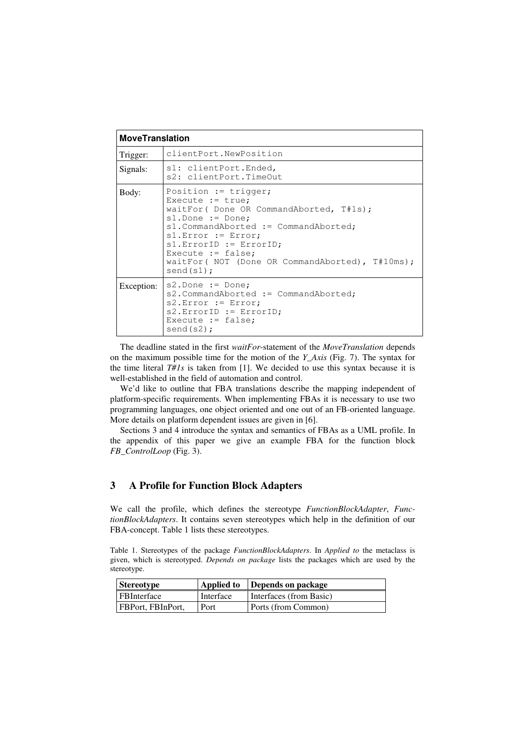| **MoveTranslation** | |
|---|---|
| Trigger: | `clientPort.NewPosition` |
| Signals: | `s1: clientPort.Ended,`<br>`s2: clientPort.TimeOut` |
| Body: | `Position := trigger;`<br>`Execute := true;`<br>`waitFor( Done OR CommandAborted, T#1s);`<br>`s1.Done := Done;`<br>`s1.CommandAborted := CommandAborted;`<br>`s1.Error := Error;`<br>`s1.ErrorID := ErrorID;`<br>`Execute := false;`<br>`waitFor( NOT (Done OR CommandAborted), T#10ms);`<br>`send(s1);` |
| Exception: | `s2.Done := Done;`<br>`s2.CommandAborted := CommandAborted;`<br>`s2.Error := Error;`<br>`s2.ErrorID := ErrorID;`<br>`Execute := false;`<br>`send(s2);` |

The deadline stated in the first *waitFor*-statement of the *MoveTranslation* depends on the maximum possible time for the motion of the *Y_Axis* (Fig. 7). The syntax for the time literal *T#1s* is taken from [1]. We decided to use this syntax because it is well-established in the field of automation and control.

We'd like to outline that FBA translations describe the mapping independent of platform-specific requirements. When implementing FBAs it is necessary to use two programming languages, one object oriented and one out of an FB-oriented language. More details on platform dependent issues are given in [6].

Sections 3 and 4 introduce the syntax and semantics of FBAs as a UML profile. In the appendix of this paper we give an example FBA for the function block *FB_ControlLoop* (Fig. 3).

## 3 A Profile for Function Block Adapters

We call the profile, which defines the stereotype *FunctionBlockAdapter*, *FunctionBlockAdapters*. It contains seven stereotypes which help in the definition of our FBA-concept. Table 1 lists these stereotypes.

Table 1. Stereotypes of the package *FunctionBlockAdapters*. In *Applied to* the metaclass is given, which is stereotyped. *Depends on package* lists the packages which are used by the stereotype.

| Stereotype | Applied to | Depends on package |
|---|---|---|
| FBInterface | Interface | Interfaces (from Basic) |
| FBPort, FBInPort, | Port | Ports (from Common) |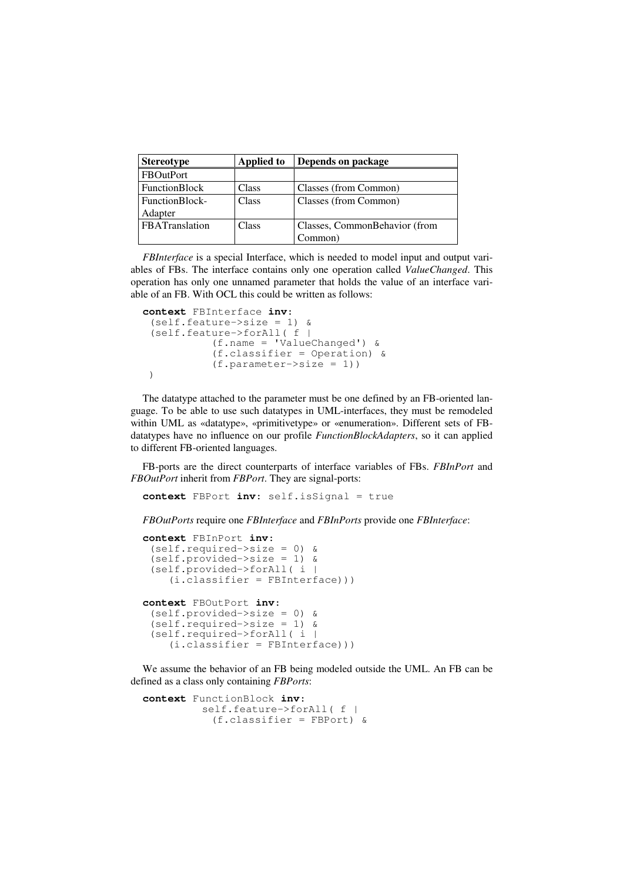| Stereotype | Applied to | Depends on package |
|---|---|---|
| FBOutPort | | |
| FunctionBlock | Class | Classes (from Common) |
| FunctionBlock-Adapter | Class | Classes (from Common) |
| FBATranslation | Class | Classes, CommonBehavior (from Common) |

*FBInterface* is a special Interface, which is needed to model input and output variables of FBs. The interface contains only one operation called *ValueChanged*. This operation has only one unnamed parameter that holds the value of an interface variable of an FB. With OCL this could be written as follows:

```
context FBInterface inv:
 (self.feature->size = 1) &
 (self.feature->forAll( f |
           (f.name = 'ValueChanged') &
           (f.classifier = Operation) &
           (f.parameter->size = 1))
 )
```

The datatype attached to the parameter must be one defined by an FB-oriented language. To be able to use such datatypes in UML-interfaces, they must be remodeled within UML as «datatype», «primitivetype» or «enumeration». Different sets of FB-datatypes have no influence on our profile *FunctionBlockAdapters*, so it can applied to different FB-oriented languages.

FB-ports are the direct counterparts of interface variables of FBs. *FBInPort* and *FBOutPort* inherit from *FBPort*. They are signal-ports:

```
context FBPort inv: self.isSignal = true
```

*FBOutPorts* require one *FBInterface* and *FBInPorts* provide one *FBInterface*:

```
context FBInPort inv:
 (self.required->size = 0) &
 (self.provided->size = 1) &
 (self.provided->forAll( i |
    (i.classifier = FBInterface)))

context FBOutPort inv:
 (self.provided->size = 0) &
 (self.required->size = 1) &
 (self.required->forAll( i |
    (i.classifier = FBInterface)))
```

We assume the behavior of an FB being modeled outside the UML. An FB can be defined as a class only containing *FBPorts*:

```
context FunctionBlock inv:
          self.feature->forAll( f |
            (f.classifier = FBPort) &
```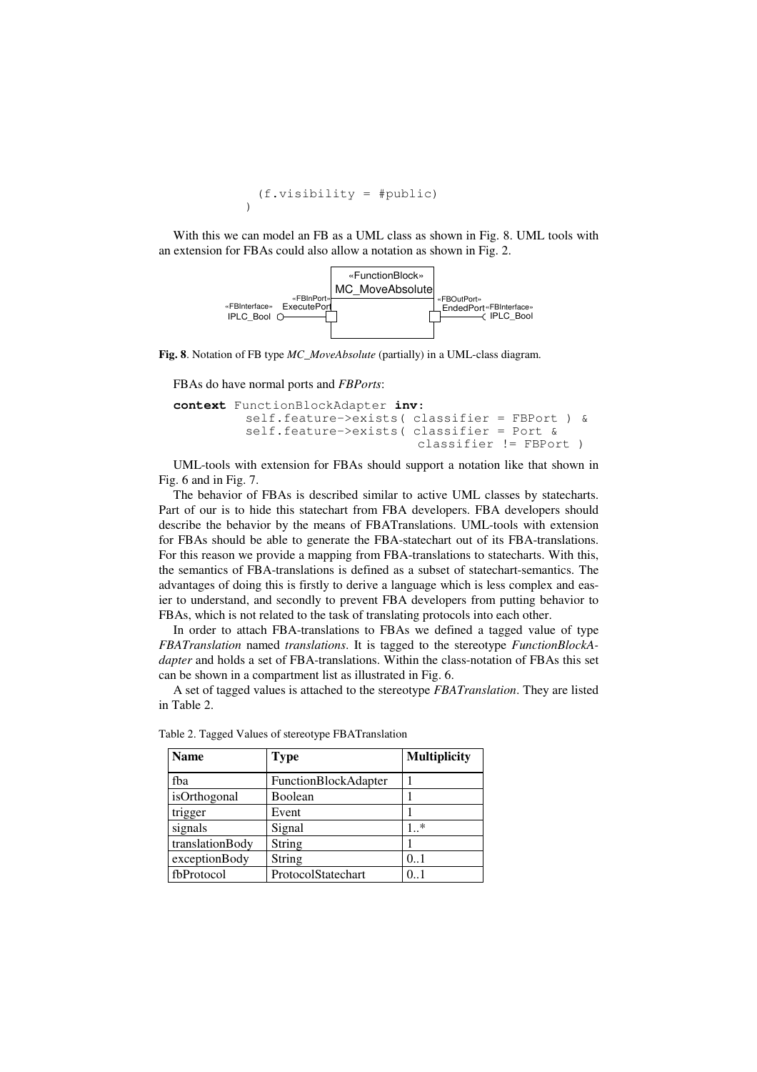```
    (f.visibility = #public)
  )
```

With this we can model an FB as a UML class as shown in Fig. 8. UML tools with an extension for FBAs could also allow a notation as shown in Fig. 2.

«FunctionBlock»
MC_MoveAbsolute
«FBInterface» IPLC_Bool
«FBInPort» ExecutePort
«FBOutPort» EndedPort
«FBInterface» IPLC_Bool

**Fig. 8**. Notation of FB type *MC_MoveAbsolute* (partially) in a UML-class diagram.

FBAs do have normal ports and *FBPorts*:

```
context FunctionBlockAdapter inv:
        self.feature->exists( classifier = FBPort ) &
        self.feature->exists( classifier = Port &
                              classifier != FBPort )
```

UML-tools with extension for FBAs should support a notation like that shown in Fig. 6 and in Fig. 7.

The behavior of FBAs is described similar to active UML classes by statecharts. Part of our is to hide this statechart from FBA developers. FBA developers should describe the behavior by the means of FBATranslations. UML-tools with extension for FBAs should be able to generate the FBA-statechart out of its FBA-translations. For this reason we provide a mapping from FBA-translations to statecharts. With this, the semantics of FBA-translations is defined as a subset of statechart-semantics. The advantages of doing this is firstly to derive a language which is less complex and easier to understand, and secondly to prevent FBA developers from putting behavior to FBAs, which is not related to the task of translating protocols into each other.

In order to attach FBA-translations to FBAs we defined a tagged value of type *FBATranslation* named *translations*. It is tagged to the stereotype *FunctionBlockAdapter* and holds a set of FBA-translations. Within the class-notation of FBAs this set can be shown in a compartment list as illustrated in Fig. 6.

A set of tagged values is attached to the stereotype *FBATranslation*. They are listed in Table 2.

Table 2. Tagged Values of stereotype FBATranslation

| **Name** | **Type** | **Multiplicity** |
|---|---|---|
| fba | FunctionBlockAdapter | 1 |
| isOrthogonal | Boolean | 1 |
| trigger | Event | 1 |
| signals | Signal | 1..* |
| translationBody | String | 1 |
| exceptionBody | String | 0..1 |
| fbProtocol | ProtocolStatechart | 0..1 |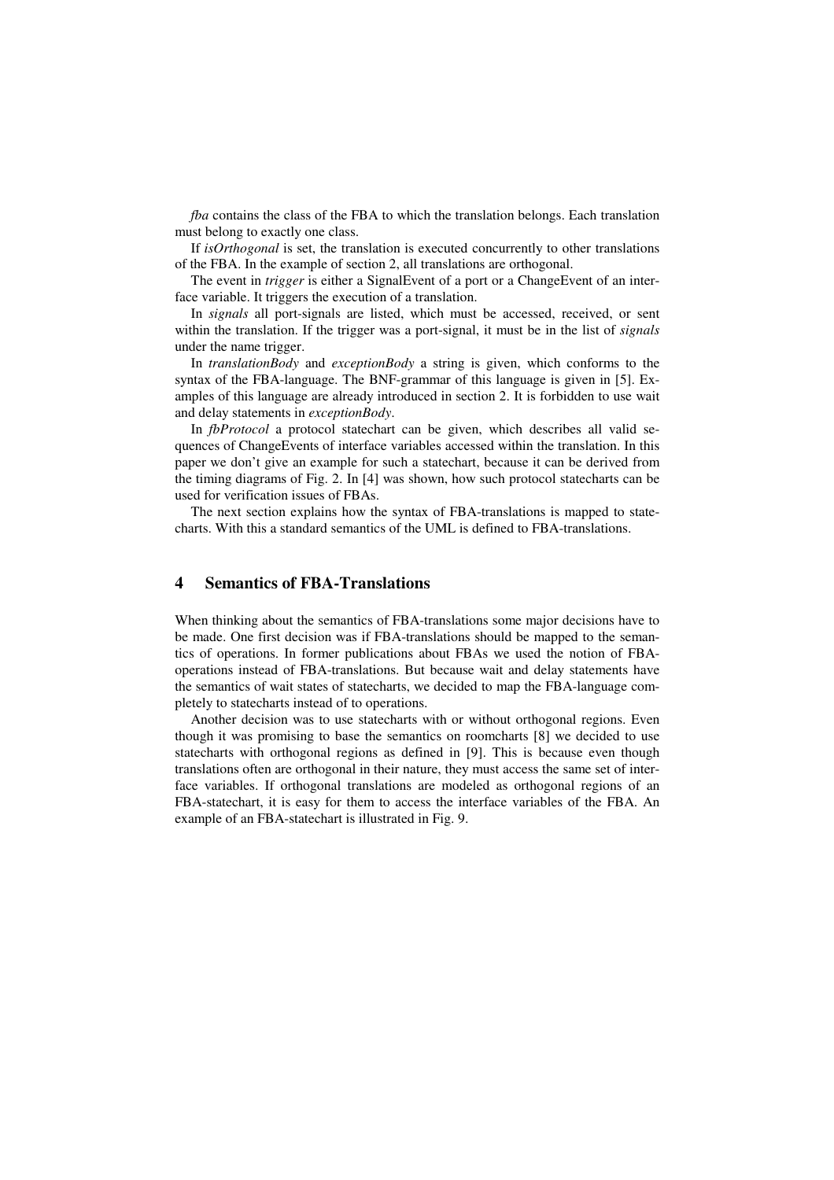*fba* contains the class of the FBA to which the translation belongs. Each translation must belong to exactly one class.

If *isOrthogonal* is set, the translation is executed concurrently to other translations of the FBA. In the example of section 2, all translations are orthogonal.

The event in *trigger* is either a SignalEvent of a port or a ChangeEvent of an interface variable. It triggers the execution of a translation.

In *signals* all port-signals are listed, which must be accessed, received, or sent within the translation. If the trigger was a port-signal, it must be in the list of *signals* under the name trigger.

In *translationBody* and *exceptionBody* a string is given, which conforms to the syntax of the FBA-language. The BNF-grammar of this language is given in [5]. Examples of this language are already introduced in section 2. It is forbidden to use wait and delay statements in *exceptionBody*.

In *fbProtocol* a protocol statechart can be given, which describes all valid sequences of ChangeEvents of interface variables accessed within the translation. In this paper we don't give an example for such a statechart, because it can be derived from the timing diagrams of Fig. 2. In [4] was shown, how such protocol statecharts can be used for verification issues of FBAs.

The next section explains how the syntax of FBA-translations is mapped to statecharts. With this a standard semantics of the UML is defined to FBA-translations.

## 4 Semantics of FBA-Translations

When thinking about the semantics of FBA-translations some major decisions have to be made. One first decision was if FBA-translations should be mapped to the semantics of operations. In former publications about FBAs we used the notion of FBA-operations instead of FBA-translations. But because wait and delay statements have the semantics of wait states of statecharts, we decided to map the FBA-language completely to statecharts instead of to operations.

Another decision was to use statecharts with or without orthogonal regions. Even though it was promising to base the semantics on roomcharts [8] we decided to use statecharts with orthogonal regions as defined in [9]. This is because even though translations often are orthogonal in their nature, they must access the same set of interface variables. If orthogonal translations are modeled as orthogonal regions of an FBA-statechart, it is easy for them to access the interface variables of the FBA. An example of an FBA-statechart is illustrated in Fig. 9.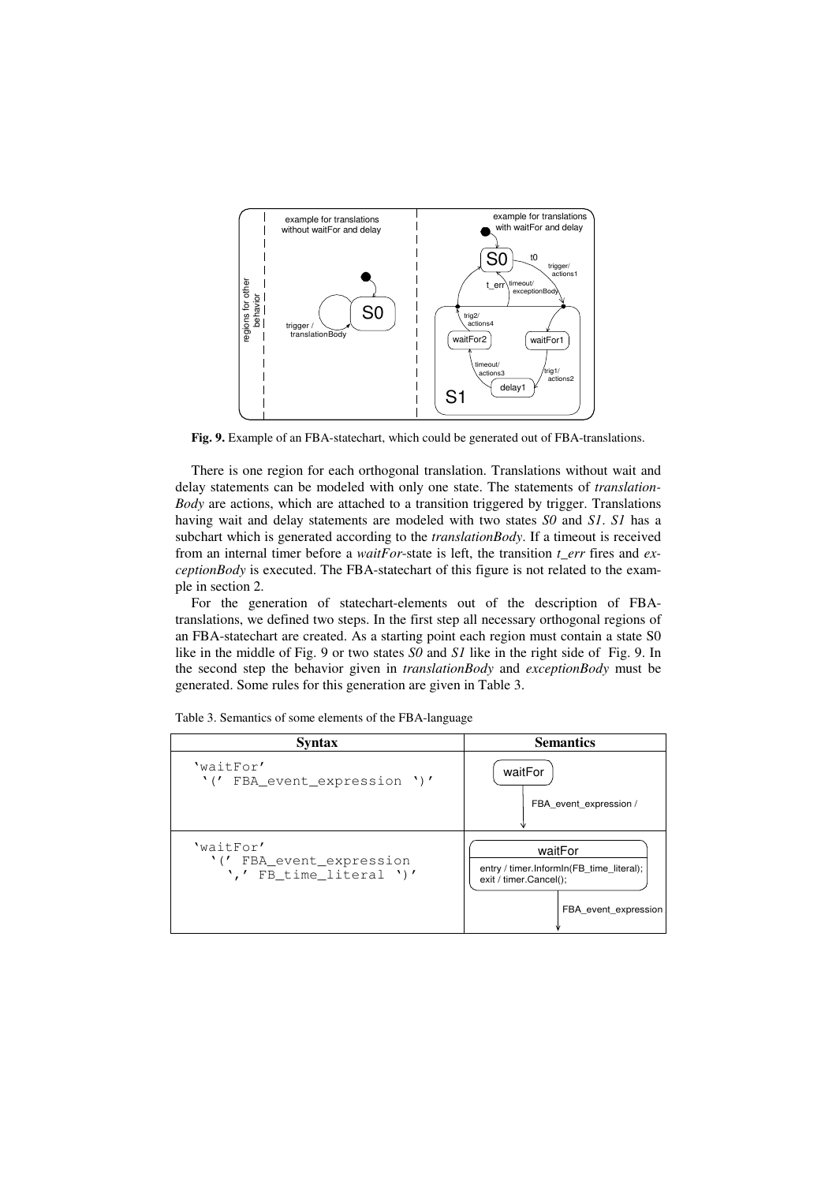example for translations without waitFor and delay

example for translations with waitFor and delay

regions for other behavior

S0

trigger / translationBody

S0

t0

trigger/ actions1

t_err

timeout/ exceptionBody

trig2/ actions4

waitFor2

waitFor1

timeout/ actions3

trig1/ actions2

delay1

S1

**Fig. 9.** Example of an FBA-statechart, which could be generated out of FBA-translations.

There is one region for each orthogonal translation. Translations without wait and delay statements can be modeled with only one state. The statements of *translationBody* are actions, which are attached to a transition triggered by trigger. Translations having wait and delay statements are modeled with two states *S0* and *S1*. *S1* has a subchart which is generated according to the *translationBody*. If a timeout is received from an internal timer before a *waitFor*-state is left, the transition *t_err* fires and *exceptionBody* is executed. The FBA-statechart of this figure is not related to the example in section 2.

For the generation of statechart-elements out of the description of FBA-translations, we defined two steps. In the first step all necessary orthogonal regions of an FBA-statechart are created. As a starting point each region must contain a state S0 like in the middle of Fig. 9 or two states *S0* and *S1* like in the right side of Fig. 9. In the second step the behavior given in *translationBody* and *exceptionBody* must be generated. Some rules for this generation are given in Table 3.

Table 3. Semantics of some elements of the FBA-language

| Syntax | Semantics |
|---|---|
| 'waitFor' '(' FBA_event_expression ')' | waitFor<br>FBA_event_expression / |
| 'waitFor' '(' FBA_event_expression ',' FB_time_literal ')' | waitFor<br>entry / timer.InformIn(FB_time_literal); exit / timer.Cancel();<br>FBA_event_expression |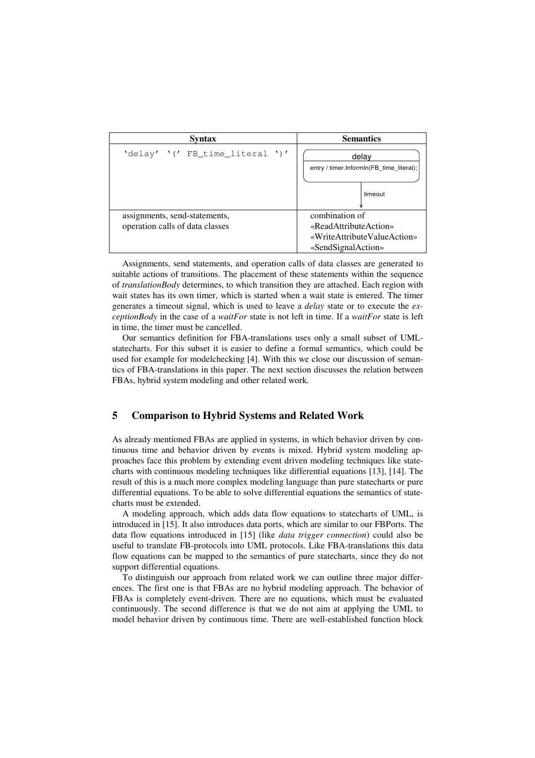| Syntax | Semantics |
| --- | --- |
| `'delay' '(' FB_time_literal ')'` | delay<br>entry / timer.InformIn(FB_time_literal);<br>timeout |
| assignments, send-statements, operation calls of data classes | combination of «ReadAttributeAction» «WriteAttributeValueAction» «SendSignalAction» |

Assignments, send statements, and operation calls of data classes are generated to suitable actions of transitions. The placement of these statements within the sequence of *translationBody* determines, to which transition they are attached. Each region with wait states has its own timer, which is started when a wait state is entered. The timer generates a timeout signal, which is used to leave a *delay* state or to execute the *exceptionBody* in the case of a *waitFor* state is not left in time. If a *waitFor* state is left in time, the timer must be cancelled.

Our semantics definition for FBA-translations uses only a small subset of UML-statecharts. For this subset it is easier to define a formal semantics, which could be used for example for modelchecking [4]. With this we close our discussion of semantics of FBA-translations in this paper. The next section discusses the relation between FBAs, hybrid system modeling and other related work.

## 5 Comparison to Hybrid Systems and Related Work

As already mentioned FBAs are applied in systems, in which behavior driven by continuous time and behavior driven by events is mixed. Hybrid system modeling approaches face this problem by extending event driven modeling techniques like statecharts with continuous modeling techniques like differential equations [13], [14]. The result of this is a much more complex modeling language than pure statecharts or pure differential equations. To be able to solve differential equations the semantics of statecharts must be extended.

A modeling approach, which adds data flow equations to statecharts of UML, is introduced in [15]. It also introduces data ports, which are similar to our FBPorts. The data flow equations introduced in [15] (like *data trigger connection*) could also be useful to translate FB-protocols into UML protocols. Like FBA-translations this data flow equations can be mapped to the semantics of pure statecharts, since they do not support differential equations.

To distinguish our approach from related work we can outline three major differences. The first one is that FBAs are no hybrid modeling approach. The behavior of FBAs is completely event-driven. There are no equations, which must be evaluated continuously. The second difference is that we do not aim at applying the UML to model behavior driven by continuous time. There are well-established function block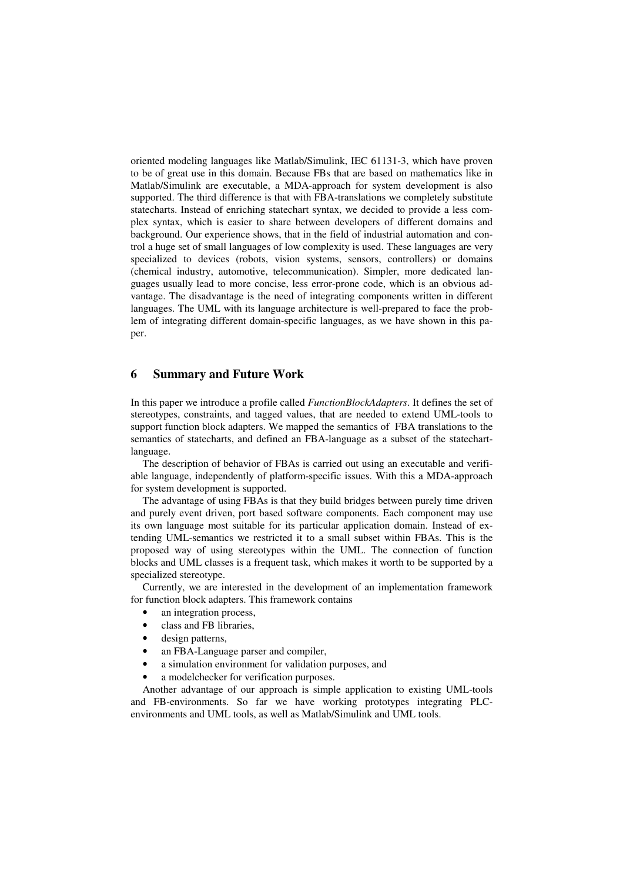oriented modeling languages like Matlab/Simulink, IEC 61131-3, which have proven to be of great use in this domain. Because FBs that are based on mathematics like in Matlab/Simulink are executable, a MDA-approach for system development is also supported. The third difference is that with FBA-translations we completely substitute statecharts. Instead of enriching statechart syntax, we decided to provide a less complex syntax, which is easier to share between developers of different domains and background. Our experience shows, that in the field of industrial automation and control a huge set of small languages of low complexity is used. These languages are very specialized to devices (robots, vision systems, sensors, controllers) or domains (chemical industry, automotive, telecommunication). Simpler, more dedicated languages usually lead to more concise, less error-prone code, which is an obvious advantage. The disadvantage is the need of integrating components written in different languages. The UML with its language architecture is well-prepared to face the problem of integrating different domain-specific languages, as we have shown in this paper.

## 6 Summary and Future Work

In this paper we introduce a profile called *FunctionBlockAdapters*. It defines the set of stereotypes, constraints, and tagged values, that are needed to extend UML-tools to support function block adapters. We mapped the semantics of FBA translations to the semantics of statecharts, and defined an FBA-language as a subset of the statechart-language.

The description of behavior of FBAs is carried out using an executable and verifiable language, independently of platform-specific issues. With this a MDA-approach for system development is supported.

The advantage of using FBAs is that they build bridges between purely time driven and purely event driven, port based software components. Each component may use its own language most suitable for its particular application domain. Instead of extending UML-semantics we restricted it to a small subset within FBAs. This is the proposed way of using stereotypes within the UML. The connection of function blocks and UML classes is a frequent task, which makes it worth to be supported by a specialized stereotype.

Currently, we are interested in the development of an implementation framework for function block adapters. This framework contains

- an integration process,
- class and FB libraries,
- design patterns,
- an FBA-Language parser and compiler,
- a simulation environment for validation purposes, and
- a modelchecker for verification purposes.

Another advantage of our approach is simple application to existing UML-tools and FB-environments. So far we have working prototypes integrating PLC-environments and UML tools, as well as Matlab/Simulink and UML tools.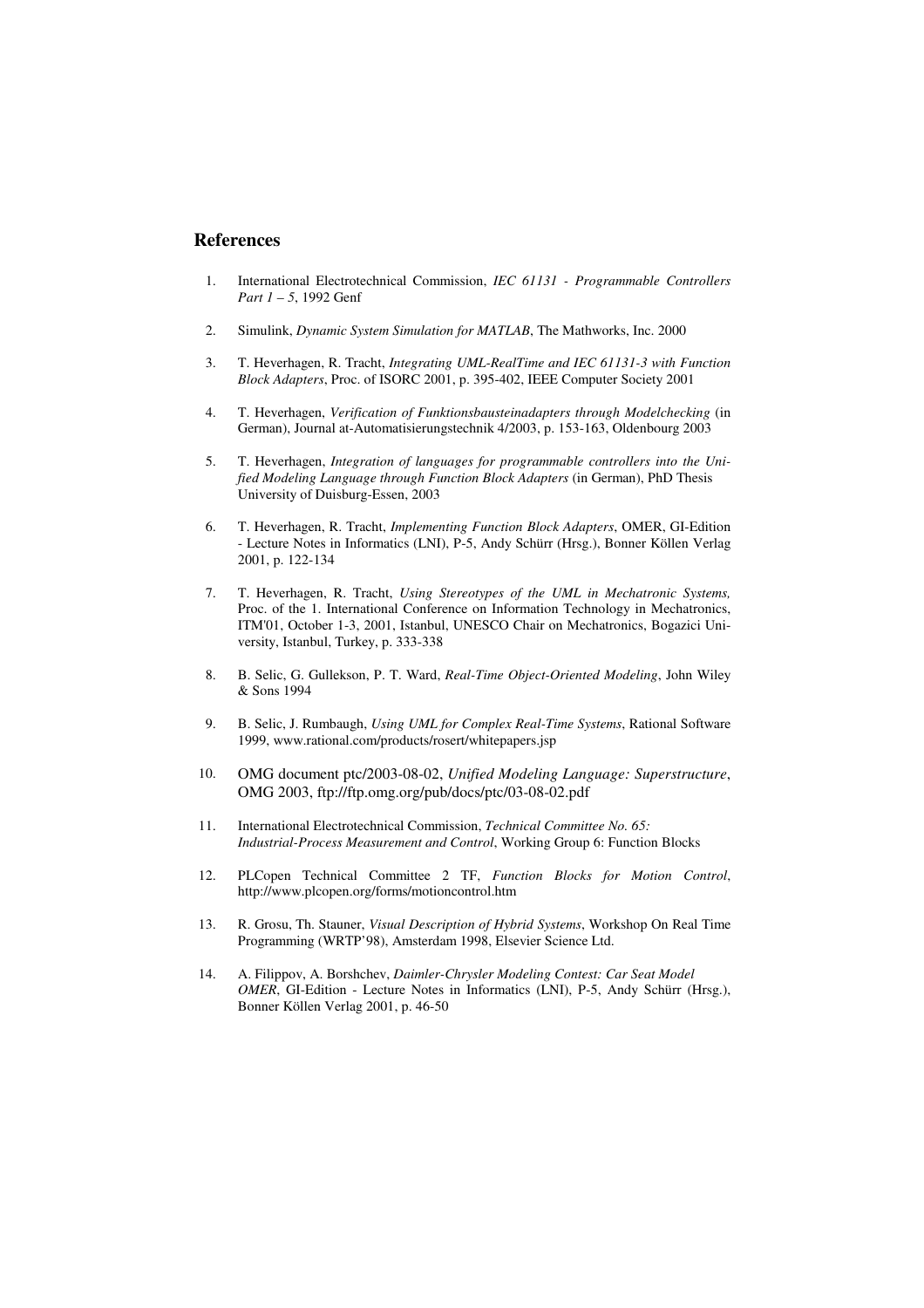## References

1. International Electrotechnical Commission, *IEC 61131 - Programmable Controllers Part 1 – 5*, 1992 Genf

2. Simulink, *Dynamic System Simulation for MATLAB*, The Mathworks, Inc. 2000

3. T. Heverhagen, R. Tracht, *Integrating UML-RealTime and IEC 61131-3 with Function Block Adapters*, Proc. of ISORC 2001, p. 395-402, IEEE Computer Society 2001

4. T. Heverhagen, *Verification of Funktionsbausteinadapters through Modelchecking* (in German), Journal at-Automatisierungstechnik 4/2003, p. 153-163, Oldenbourg 2003

5. T. Heverhagen, *Integration of languages for programmable controllers into the Unified Modeling Language through Function Block Adapters* (in German), PhD Thesis University of Duisburg-Essen, 2003

6. T. Heverhagen, R. Tracht, *Implementing Function Block Adapters*, OMER, GI-Edition - Lecture Notes in Informatics (LNI), P-5, Andy Schürr (Hrsg.), Bonner Köllen Verlag 2001, p. 122-134

7. T. Heverhagen, R. Tracht, *Using Stereotypes of the UML in Mechatronic Systems,* Proc. of the 1. International Conference on Information Technology in Mechatronics, ITM'01, October 1-3, 2001, Istanbul, UNESCO Chair on Mechatronics, Bogazici University, Istanbul, Turkey, p. 333-338

8. B. Selic, G. Gullekson, P. T. Ward, *Real-Time Object-Oriented Modeling*, John Wiley & Sons 1994

9. B. Selic, J. Rumbaugh, *Using UML for Complex Real-Time Systems*, Rational Software 1999, www.rational.com/products/rosert/whitepapers.jsp

10. OMG document ptc/2003-08-02, *Unified Modeling Language: Superstructure*, OMG 2003, ftp://ftp.omg.org/pub/docs/ptc/03-08-02.pdf

11. International Electrotechnical Commission, *Technical Committee No. 65: Industrial-Process Measurement and Control*, Working Group 6: Function Blocks

12. PLCopen Technical Committee 2 TF, *Function Blocks for Motion Control*, http://www.plcopen.org/forms/motioncontrol.htm

13. R. Grosu, Th. Stauner, *Visual Description of Hybrid Systems*, Workshop On Real Time Programming (WRTP'98), Amsterdam 1998, Elsevier Science Ltd.

14. A. Filippov, A. Borshchev, *Daimler-Chrysler Modeling Contest: Car Seat Model OMER*, GI-Edition - Lecture Notes in Informatics (LNI), P-5, Andy Schürr (Hrsg.), Bonner Köllen Verlag 2001, p. 46-50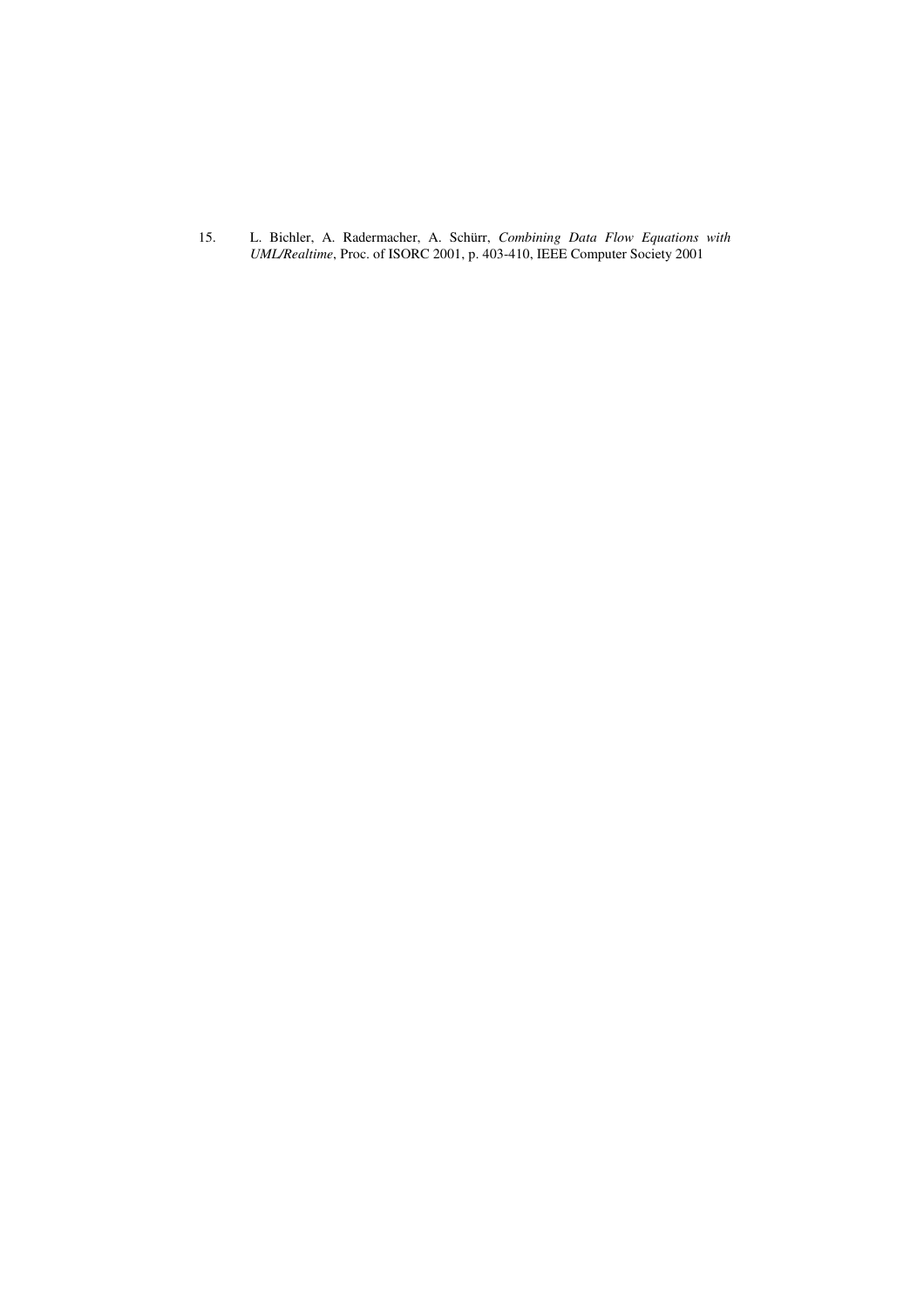15. L. Bichler, A. Radermacher, A. Schürr, *Combining Data Flow Equations with UML/Realtime*, Proc. of ISORC 2001, p. 403-410, IEEE Computer Society 2001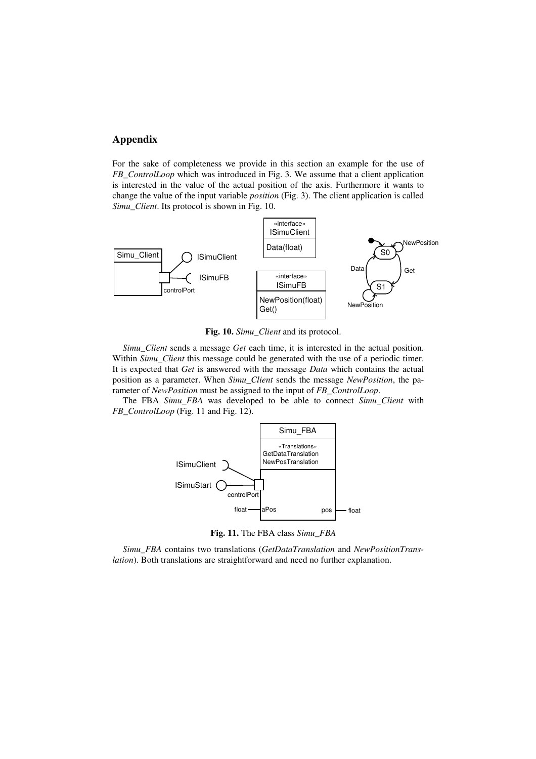## Appendix

For the sake of completeness we provide in this section an example for the use of *FB_ControlLoop* which was introduced in Fig. 3. We assume that a client application is interested in the value of the actual position of the axis. Furthermore it wants to change the value of the input variable *position* (Fig. 3). The client application is called *Simu_Client*. Its protocol is shown in Fig. 10.

Simu_Client
controlPort
ISimuClient
ISimuFB

«interface»
ISimuClient
Data(float)

«interface»
ISimuFB
NewPosition(float)
Get()

S0
S1
NewPosition
Get
Data
NewPosition

**Fig. 10.** *Simu_Client* and its protocol.

*Simu_Client* sends a message *Get* each time, it is interested in the actual position. Within *Simu_Client* this message could be generated with the use of a periodic timer. It is expected that *Get* is answered with the message *Data* which contains the actual position as a parameter. When *Simu_Client* sends the message *NewPosition*, the parameter of *NewPosition* must be assigned to the input of *FB_ControlLoop*.

The FBA *Simu_FBA* was developed to be able to connect *Simu_Client* with *FB_ControlLoop* (Fig. 11 and Fig. 12).

Simu_FBA
«Translations»
GetDataTranslation
NewPosTranslation
ISimuClient
ISimuStart
controlPort
float
aPos
pos
float

**Fig. 11.** The FBA class *Simu_FBA*

*Simu_FBA* contains two translations (*GetDataTranslation* and *NewPositionTranslation*). Both translations are straightforward and need no further explanation.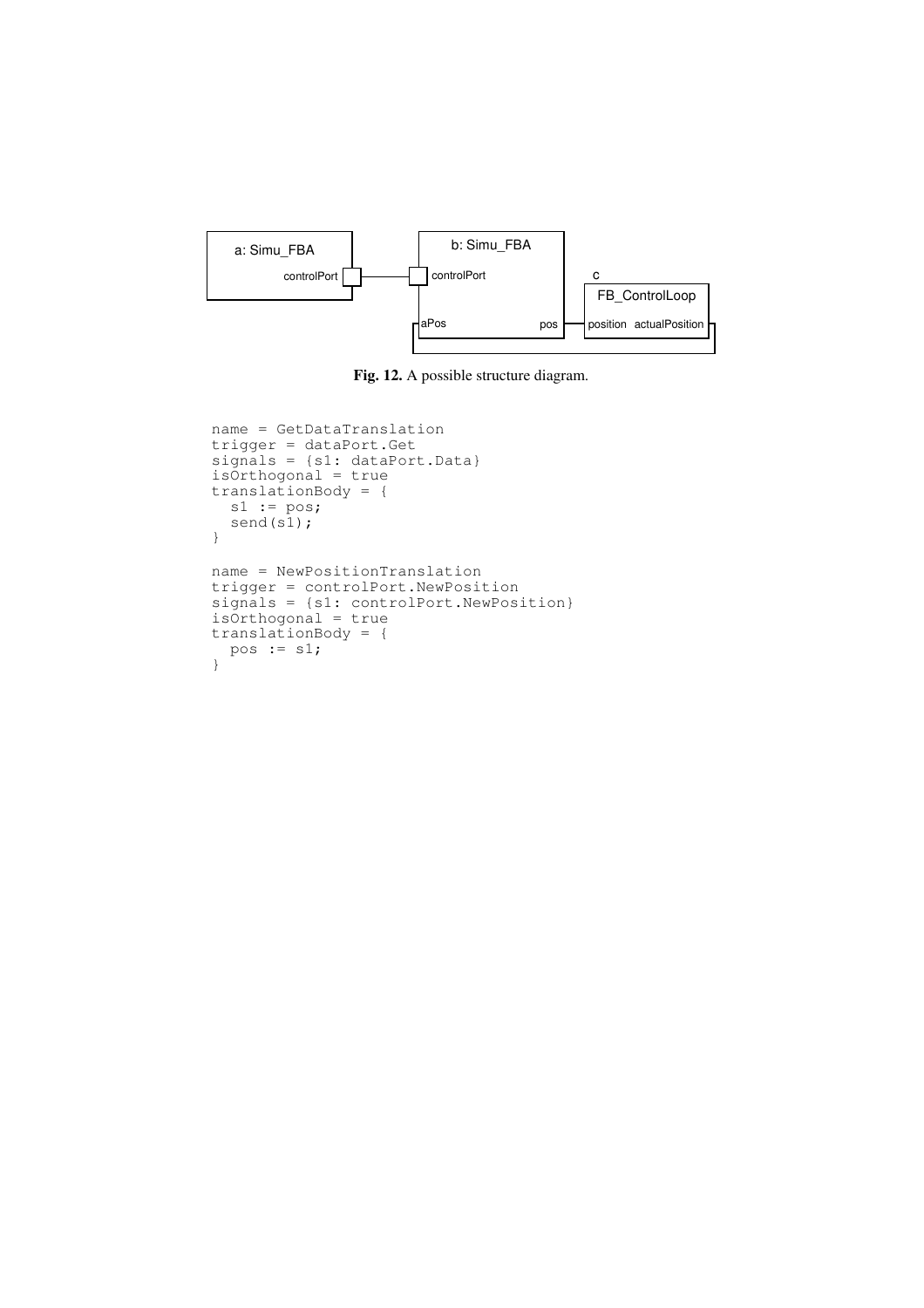a: Simu_FBA

controlPort

b: Simu_FBA

controlPort

aPos

pos

c

FB_ControlLoop

position actualPosition

**Fig. 12.** A possible structure diagram.

```
name = GetDataTranslation
trigger = dataPort.Get
signals = {s1: dataPort.Data}
isOrthogonal = true
translationBody = {
  s1 := pos;
  send(s1);
}

name = NewPositionTranslation
trigger = controlPort.NewPosition
signals = {s1: controlPort.NewPosition}
isOrthogonal = true
translationBody = {
  pos := s1;
}
```